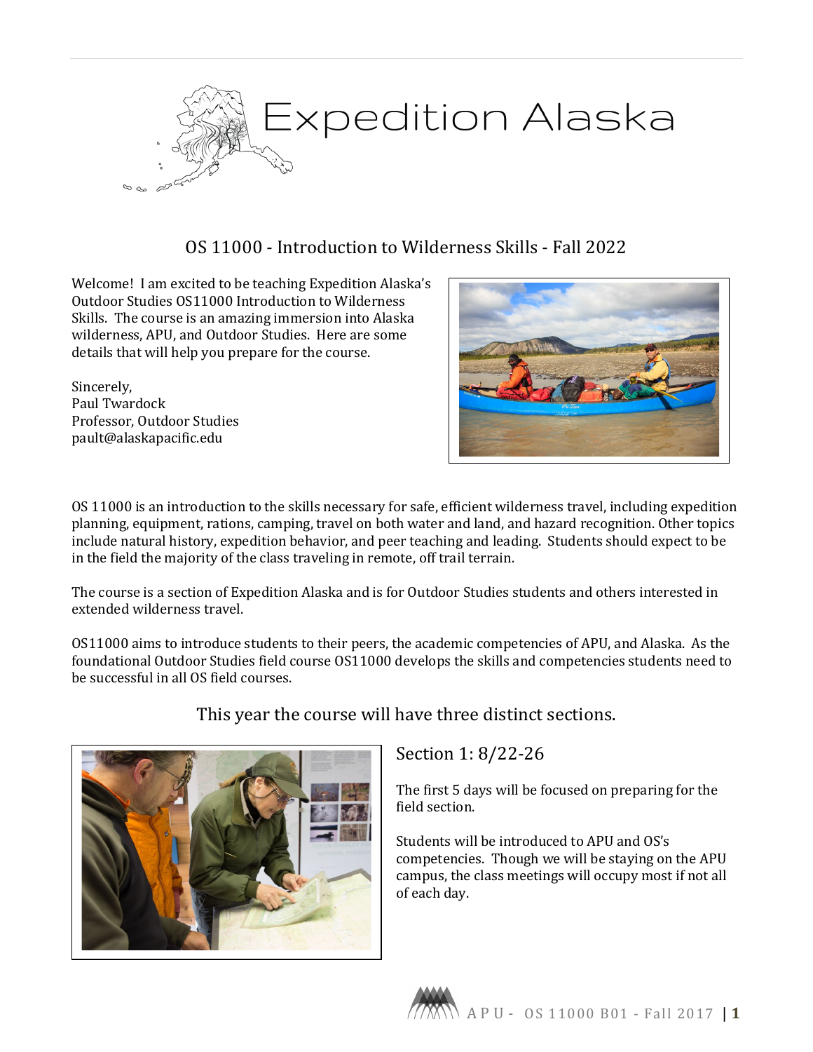# Expedition Alaska

## OS 11000 - Introduction to Wilderness Skills - Fall 2022

Welcome! I am excited to be teaching Expedition Alaska's Outdoor Studies OS11000 Introduction to Wilderness Skills. The course is an amazing immersion into Alaska wilderness, APU, and Outdoor Studies. Here are some details that will help you prepare for the course.

Sincerely,
Paul Twardock
Professor, Outdoor Studies
pault@alaskapacific.edu

OS 11000 is an introduction to the skills necessary for safe, efficient wilderness travel, including expedition planning, equipment, rations, camping, travel on both water and land, and hazard recognition. Other topics include natural history, expedition behavior, and peer teaching and leading. Students should expect to be in the field the majority of the class traveling in remote, off trail terrain.

The course is a section of Expedition Alaska and is for Outdoor Studies students and others interested in extended wilderness travel.

OS11000 aims to introduce students to their peers, the academic competencies of APU, and Alaska. As the foundational Outdoor Studies field course OS11000 develops the skills and competencies students need to be successful in all OS field courses.

### This year the course will have three distinct sections.

### Section 1: 8/22-26

The first 5 days will be focused on preparing for the field section.

Students will be introduced to APU and OS's competencies. Though we will be staying on the APU campus, the class meetings will occupy most if not all of each day.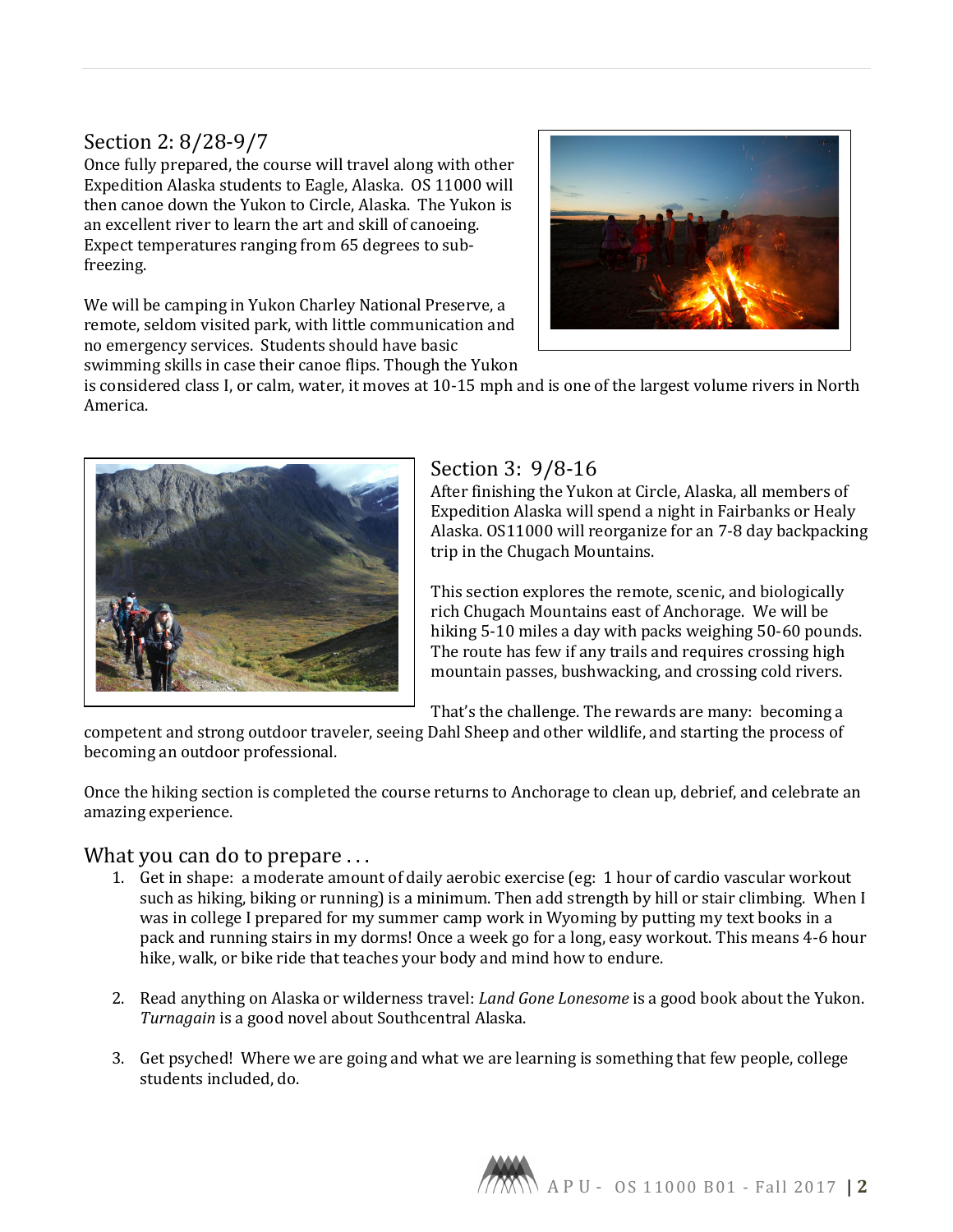## Section 2: 8/28-9/7

Once fully prepared, the course will travel along with other Expedition Alaska students to Eagle, Alaska. OS 11000 will then canoe down the Yukon to Circle, Alaska. The Yukon is an excellent river to learn the art and skill of canoeing. Expect temperatures ranging from 65 degrees to sub-freezing.

We will be camping in Yukon Charley National Preserve, a remote, seldom visited park, with little communication and no emergency services. Students should have basic swimming skills in case their canoe flips. Though the Yukon is considered class I, or calm, water, it moves at 10-15 mph and is one of the largest volume rivers in North America.

## Section 3: 9/8-16

After finishing the Yukon at Circle, Alaska, all members of Expedition Alaska will spend a night in Fairbanks or Healy Alaska. OS11000 will reorganize for an 7-8 day backpacking trip in the Chugach Mountains.

This section explores the remote, scenic, and biologically rich Chugach Mountains east of Anchorage. We will be hiking 5-10 miles a day with packs weighing 50-60 pounds. The route has few if any trails and requires crossing high mountain passes, bushwacking, and crossing cold rivers.

That's the challenge. The rewards are many: becoming a competent and strong outdoor traveler, seeing Dahl Sheep and other wildlife, and starting the process of becoming an outdoor professional.

Once the hiking section is completed the course returns to Anchorage to clean up, debrief, and celebrate an amazing experience.

## What you can do to prepare . . .

1. Get in shape: a moderate amount of daily aerobic exercise (eg: 1 hour of cardio vascular workout such as hiking, biking or running) is a minimum. Then add strength by hill or stair climbing. When I was in college I prepared for my summer camp work in Wyoming by putting my text books in a pack and running stairs in my dorms! Once a week go for a long, easy workout. This means 4-6 hour hike, walk, or bike ride that teaches your body and mind how to endure.

2. Read anything on Alaska or wilderness travel: *Land Gone Lonesome* is a good book about the Yukon. *Turnagain* is a good novel about Southcentral Alaska.

3. Get psyched! Where we are going and what we are learning is something that few people, college students included, do.